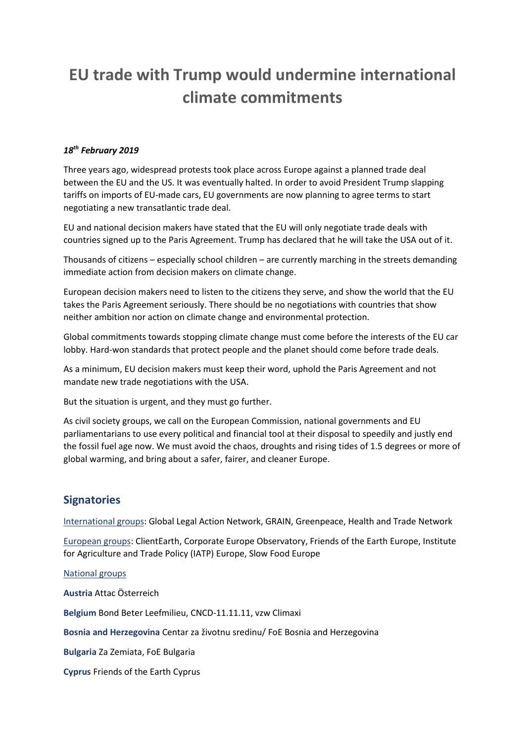# EU trade with Trump would undermine international climate commitments

***18th February 2019***

Three years ago, widespread protests took place across Europe against a planned trade deal between the EU and the US. It was eventually halted. In order to avoid President Trump slapping tariffs on imports of EU-made cars, EU governments are now planning to agree terms to start negotiating a new transatlantic trade deal.

EU and national decision makers have stated that the EU will only negotiate trade deals with countries signed up to the Paris Agreement. Trump has declared that he will take the USA out of it.

Thousands of citizens – especially school children – are currently marching in the streets demanding immediate action from decision makers on climate change.

European decision makers need to listen to the citizens they serve, and show the world that the EU takes the Paris Agreement seriously. There should be no negotiations with countries that show neither ambition nor action on climate change and environmental protection.

Global commitments towards stopping climate change must come before the interests of the EU car lobby. Hard-won standards that protect people and the planet should come before trade deals.

As a minimum, EU decision makers must keep their word, uphold the Paris Agreement and not mandate new trade negotiations with the USA.

But the situation is urgent, and they must go further.

As civil society groups, we call on the European Commission, national governments and EU parliamentarians to use every political and financial tool at their disposal to speedily and justly end the fossil fuel age now. We must avoid the chaos, droughts and rising tides of 1.5 degrees or more of global warming, and bring about a safer, fairer, and cleaner Europe.

## Signatories

International groups: Global Legal Action Network, GRAIN, Greenpeace, Health and Trade Network

European groups: ClientEarth, Corporate Europe Observatory, Friends of the Earth Europe, Institute for Agriculture and Trade Policy (IATP) Europe, Slow Food Europe

National groups

**Austria** Attac Österreich

**Belgium** Bond Beter Leefmilieu, CNCD-11.11.11, vzw Climaxi

**Bosnia and Herzegovina** Centar za životnu sredinu/ FoE Bosnia and Herzegovina

**Bulgaria** Za Zemiata, FoE Bulgaria

**Cyprus** Friends of the Earth Cyprus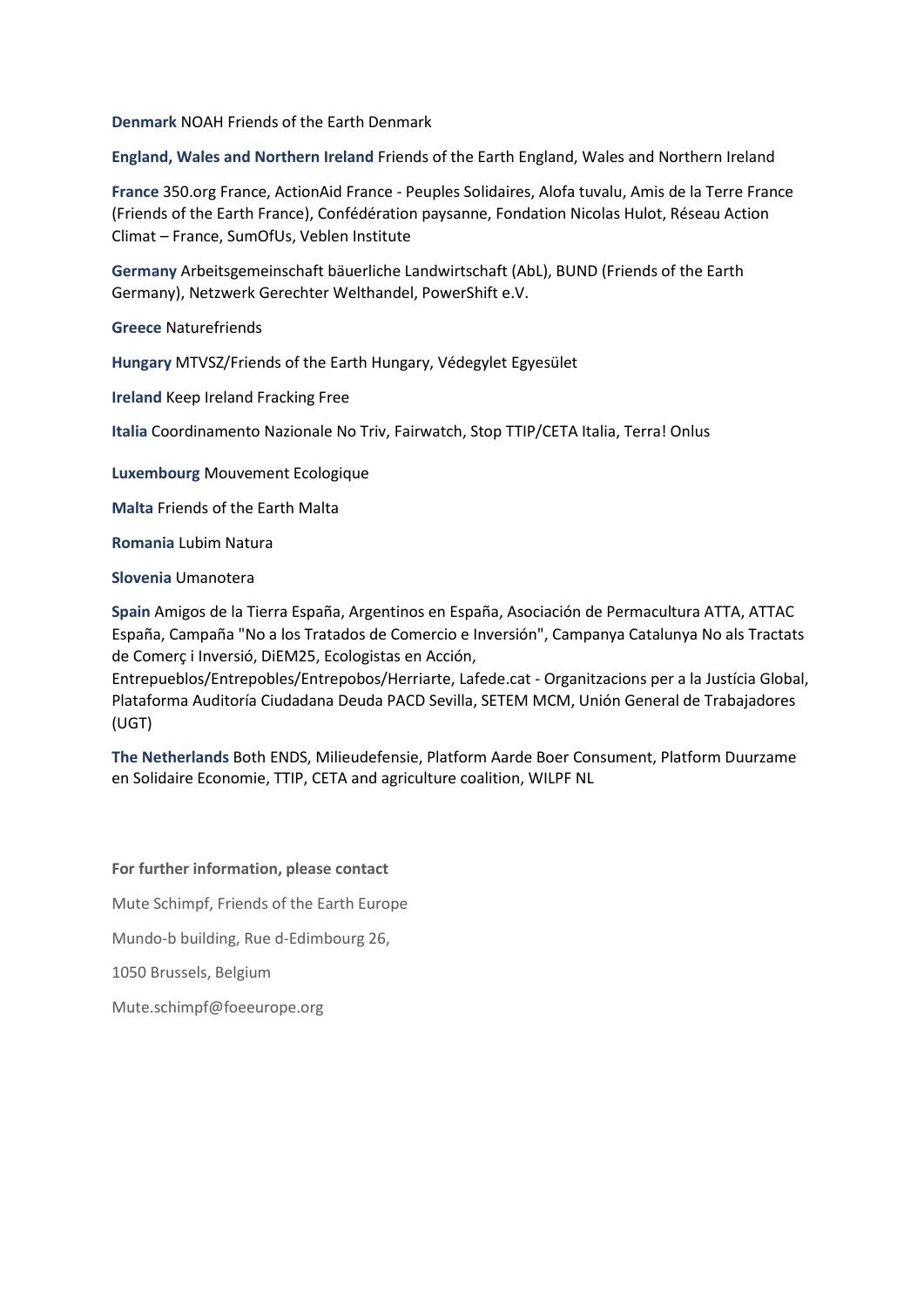**Denmark** NOAH Friends of the Earth Denmark

**England, Wales and Northern Ireland** Friends of the Earth England, Wales and Northern Ireland

**France** 350.org France, ActionAid France - Peuples Solidaires, Alofa tuvalu, Amis de la Terre France (Friends of the Earth France), Confédération paysanne, Fondation Nicolas Hulot, Réseau Action Climat – France, SumOfUs, Veblen Institute

**Germany** Arbeitsgemeinschaft bäuerliche Landwirtschaft (AbL), BUND (Friends of the Earth Germany), Netzwerk Gerechter Welthandel, PowerShift e.V.

**Greece** Naturefriends

**Hungary** MTVSZ/Friends of the Earth Hungary, Védegylet Egyesület

**Ireland** Keep Ireland Fracking Free

**Italia** Coordinamento Nazionale No Triv, Fairwatch, Stop TTIP/CETA Italia, Terra! Onlus

**Luxembourg** Mouvement Ecologique

**Malta** Friends of the Earth Malta

**Romania** Lubim Natura

**Slovenia** Umanotera

**Spain** Amigos de la Tierra España, Argentinos en España, Asociación de Permacultura ATTA, ATTAC España, Campaña "No a los Tratados de Comercio e Inversión", Campanya Catalunya No als Tractats de Comerç i Inversió, DiEM25, Ecologistas en Acción, Entrepueblos/Entrepobles/Entrepobos/Herriarte, Lafede.cat - Organitzacions per a la Justícia Global, Plataforma Auditoría Ciudadana Deuda PACD Sevilla, SETEM MCM, Unión General de Trabajadores (UGT)

**The Netherlands** Both ENDS, Milieudefensie, Platform Aarde Boer Consument, Platform Duurzame en Solidaire Economie, TTIP, CETA and agriculture coalition, WILPF NL

**For further information, please contact**

Mute Schimpf, Friends of the Earth Europe

Mundo-b building, Rue d-Edimbourg 26,

1050 Brussels, Belgium

Mute.schimpf@foeeurope.org